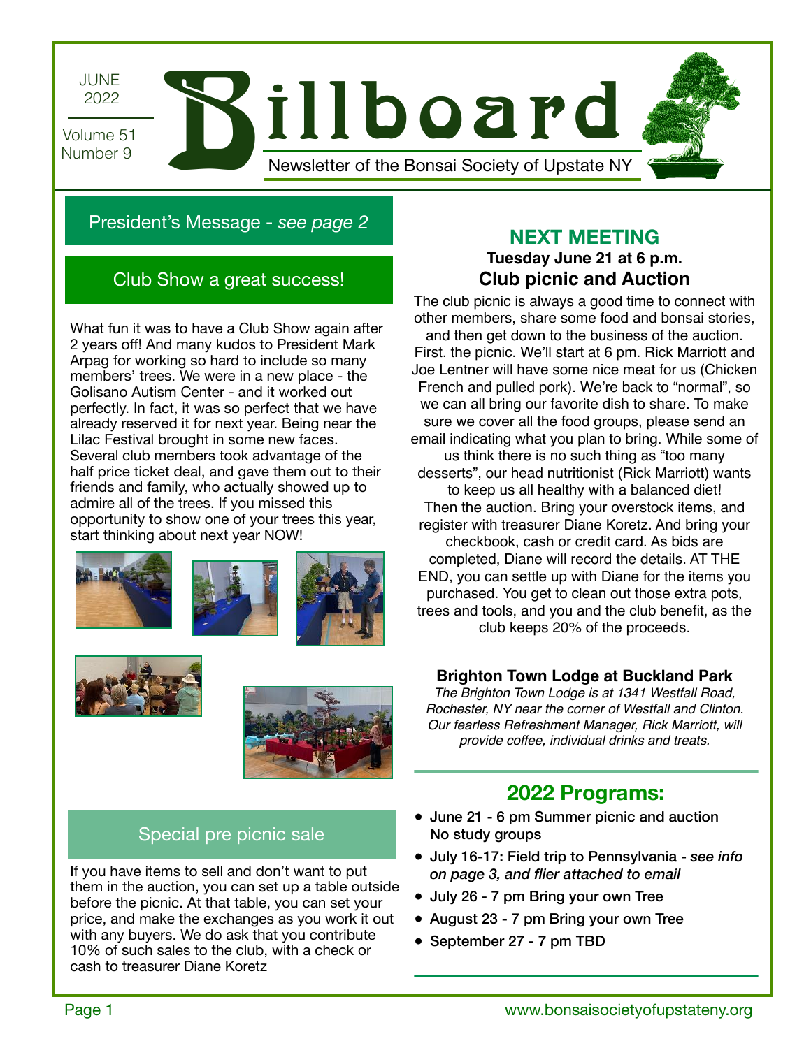JUNE 2022

Volume 51 Number 9

# Billboard

Newsletter of the Bonsai Society of Upstate NY

## President's Message - *see page 2*

## Club Show a great success!

What fun it was to have a Club Show again after 2 years off! And many kudos to President Mark Arpag for working so hard to include so many members' trees. We were in a new place - the Golisano Autism Center - and it worked out perfectly. In fact, it was so perfect that we have already reserved it for next year. Being near the Lilac Festival brought in some new faces. Several club members took advantage of the half price ticket deal, and gave them out to their friends and family, who actually showed up to admire all of the trees. If you missed this opportunity to show one of your trees this year, start thinking about next year NOW!

## Special pre picnic sale

If you have items to sell and don't want to put them in the auction, you can set up a table outside before the picnic. At that table, you can set your price, and make the exchanges as you work it out with any buyers. We do ask that you contribute 10% of such sales to the club, with a check or cash to treasurer Diane Koretz

## NEXT MEETING

**Tuesday June 21 at 6 p.m.**

### Club picnic and Auction

The club picnic is always a good time to connect with other members, share some food and bonsai stories, and then get down to the business of the auction. First. the picnic. We'll start at 6 pm. Rick Marriott and Joe Lentner will have some nice meat for us (Chicken French and pulled pork). We're back to "normal", so we can all bring our favorite dish to share. To make sure we cover all the food groups, please send an email indicating what you plan to bring. While some of us think there is no such thing as "too many desserts", our head nutritionist (Rick Marriott) wants to keep us all healthy with a balanced diet!

Then the auction. Bring your overstock items, and register with treasurer Diane Koretz. And bring your checkbook, cash or credit card. As bids are completed, Diane will record the details. AT THE END, you can settle up with Diane for the items you purchased. You get to clean out those extra pots, trees and tools, and you and the club benefit, as the club keeps 20% of the proceeds.

**Brighton Town Lodge at Buckland Park**

*The Brighton Town Lodge is at 1341 Westfall Road, Rochester, NY near the corner of Westfall and Clinton. Our fearless Refreshment Manager, Rick Marriott, will provide coffee, individual drinks and treats.*

## 2022 Programs:

- **June 21 - 6 pm Summer picnic and auction No study groups**
- **July 16-17: Field trip to Pennsylvania** - *see info on page 3, and flier attached to email*
- **July 26 - 7 pm Bring your own Tree**
- **August 23 - 7 pm Bring your own Tree**
- **September 27 - 7 pm TBD**

www.bonsaisocietyofupstateny.org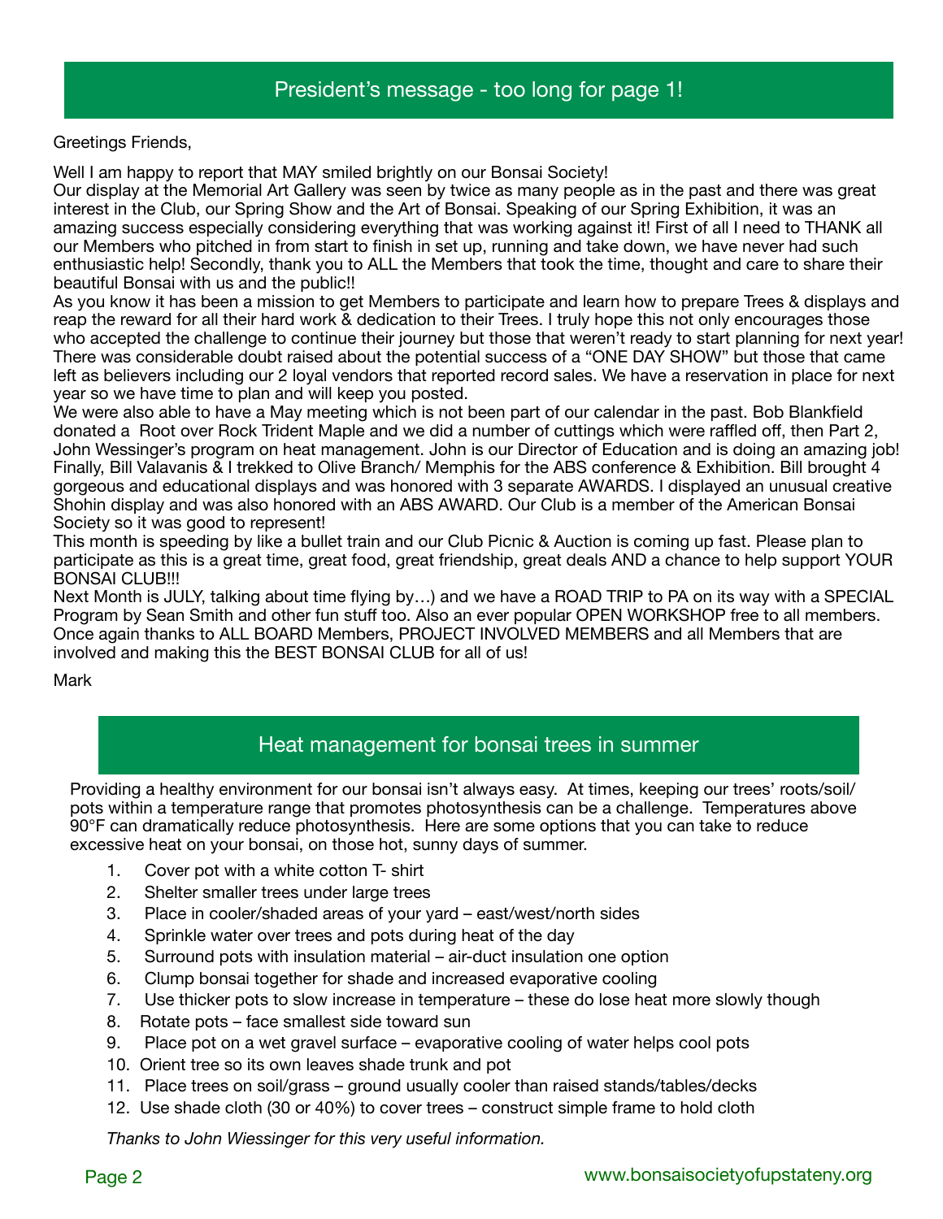## President's message - too long for page 1!

Greetings Friends,

Well I am happy to report that MAY smiled brightly on our Bonsai Society!
Our display at the Memorial Art Gallery was seen by twice as many people as in the past and there was great interest in the Club, our Spring Show and the Art of Bonsai. Speaking of our Spring Exhibition, it was an amazing success especially considering everything that was working against it! First of all I need to THANK all our Members who pitched in from start to finish in set up, running and take down, we have never had such enthusiastic help! Secondly, thank you to ALL the Members that took the time, thought and care to share their beautiful Bonsai with us and the public!!
As you know it has been a mission to get Members to participate and learn how to prepare Trees & displays and reap the reward for all their hard work & dedication to their Trees. I truly hope this not only encourages those who accepted the challenge to continue their journey but those that weren't ready to start planning for next year! There was considerable doubt raised about the potential success of a "ONE DAY SHOW" but those that came left as believers including our 2 loyal vendors that reported record sales. We have a reservation in place for next year so we have time to plan and will keep you posted.
We were also able to have a May meeting which is not been part of our calendar in the past. Bob Blankfield donated a Root over Rock Trident Maple and we did a number of cuttings which were raffled off, then Part 2, John Wessinger's program on heat management. John is our Director of Education and is doing an amazing job!
Finally, Bill Valavanis & I trekked to Olive Branch/ Memphis for the ABS conference & Exhibition. Bill brought 4 gorgeous and educational displays and was honored with 3 separate AWARDS. I displayed an unusual creative Shohin display and was also honored with an ABS AWARD. Our Club is a member of the American Bonsai Society so it was good to represent!
This month is speeding by like a bullet train and our Club Picnic & Auction is coming up fast. Please plan to participate as this is a great time, great food, great friendship, great deals AND a chance to help support YOUR BONSAI CLUB!!!
Next Month is JULY, talking about time flying by…) and we have a ROAD TRIP to PA on its way with a SPECIAL Program by Sean Smith and other fun stuff too. Also an ever popular OPEN WORKSHOP free to all members.
Once again thanks to ALL BOARD Members, PROJECT INVOLVED MEMBERS and all Members that are involved and making this the BEST BONSAI CLUB for all of us!

Mark

## Heat management for bonsai trees in summer

Providing a healthy environment for our bonsai isn't always easy. At times, keeping our trees' roots/soil/pots within a temperature range that promotes photosynthesis can be a challenge. Temperatures above 90°F can dramatically reduce photosynthesis. Here are some options that you can take to reduce excessive heat on your bonsai, on those hot, sunny days of summer.

1. Cover pot with a white cotton T- shirt
2. Shelter smaller trees under large trees
3. Place in cooler/shaded areas of your yard – east/west/north sides
4. Sprinkle water over trees and pots during heat of the day
5. Surround pots with insulation material – air-duct insulation one option
6. Clump bonsai together for shade and increased evaporative cooling
7. Use thicker pots to slow increase in temperature – these do lose heat more slowly though
8. Rotate pots – face smallest side toward sun
9. Place pot on a wet gravel surface – evaporative cooling of water helps cool pots
10. Orient tree so its own leaves shade trunk and pot
11. Place trees on soil/grass – ground usually cooler than raised stands/tables/decks
12. Use shade cloth (30 or 40%) to cover trees – construct simple frame to hold cloth

*Thanks to John Wiessinger for this very useful information.*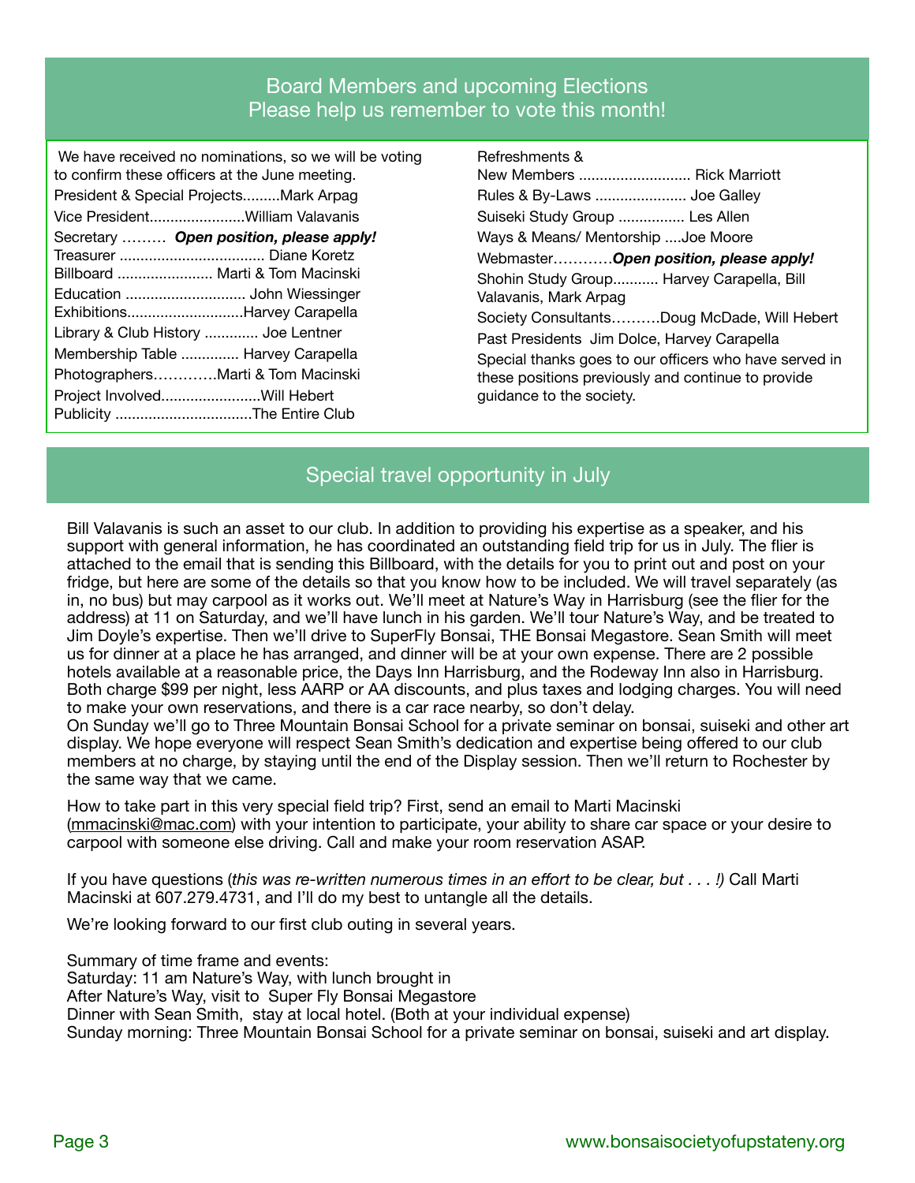## Board Members and upcoming Elections
## Please help us remember to vote this month!

We have received no nominations, so we will be voting to confirm these officers at the June meeting.

President & Special Projects.........Mark Arpag
Vice President.......................William Valavanis
Secretary ……… ***Open position, please apply!***
Treasurer ................................... Diane Koretz
Billboard ....................... Marti & Tom Macinski
Education ............................. John Wiessinger
Exhibitions............................Harvey Carapella
Library & Club History ............. Joe Lentner
Membership Table ............. Harvey Carapella
Photographers………….Marti & Tom Macinski
Project Involved........................Will Hebert
Publicity .................................The Entire Club

Refreshments &
New Members ........................... Rick Marriott
Rules & By-Laws ...................... Joe Galley
Suiseki Study Group ................ Les Allen
Ways & Means/ Mentorship ....Joe Moore
Webmaster…………***Open position, please apply!***
Shohin Study Group........... Harvey Carapella, Bill Valavanis, Mark Arpag
Society Consultants……….Doug McDade, Will Hebert
Past Presidents Jim Dolce, Harvey Carapella

Special thanks goes to our officers who have served in these positions previously and continue to provide guidance to the society.

## Special travel opportunity in July

Bill Valavanis is such an asset to our club. In addition to providing his expertise as a speaker, and his support with general information, he has coordinated an outstanding field trip for us in July. The flier is attached to the email that is sending this Billboard, with the details for you to print out and post on your fridge, but here are some of the details so that you know how to be included. We will travel separately (as in, no bus) but may carpool as it works out. We'll meet at Nature's Way in Harrisburg (see the flier for the address) at 11 on Saturday, and we'll have lunch in his garden. We'll tour Nature's Way, and be treated to Jim Doyle's expertise. Then we'll drive to SuperFly Bonsai, THE Bonsai Megastore. Sean Smith will meet us for dinner at a place he has arranged, and dinner will be at your own expense. There are 2 possible hotels available at a reasonable price, the Days Inn Harrisburg, and the Rodeway Inn also in Harrisburg. Both charge $99 per night, less AARP or AA discounts, and plus taxes and lodging charges. You will need to make your own reservations, and there is a car race nearby, so don't delay.
On Sunday we'll go to Three Mountain Bonsai School for a private seminar on bonsai, suiseki and other art display. We hope everyone will respect Sean Smith's dedication and expertise being offered to our club members at no charge, by staying until the end of the Display session. Then we'll return to Rochester by the same way that we came.

How to take part in this very special field trip? First, send an email to Marti Macinski (mmacinski@mac.com) with your intention to participate, your ability to share car space or your desire to carpool with someone else driving. Call and make your room reservation ASAP.

If you have questions (*this was re-written numerous times in an effort to be clear, but . . . !)* Call Marti Macinski at 607.279.4731, and I'll do my best to untangle all the details.

We're looking forward to our first club outing in several years.

Summary of time frame and events:
Saturday: 11 am Nature's Way, with lunch brought in
After Nature's Way, visit to Super Fly Bonsai Megastore
Dinner with Sean Smith, stay at local hotel. (Both at your individual expense)
Sunday morning: Three Mountain Bonsai School for a private seminar on bonsai, suiseki and art display.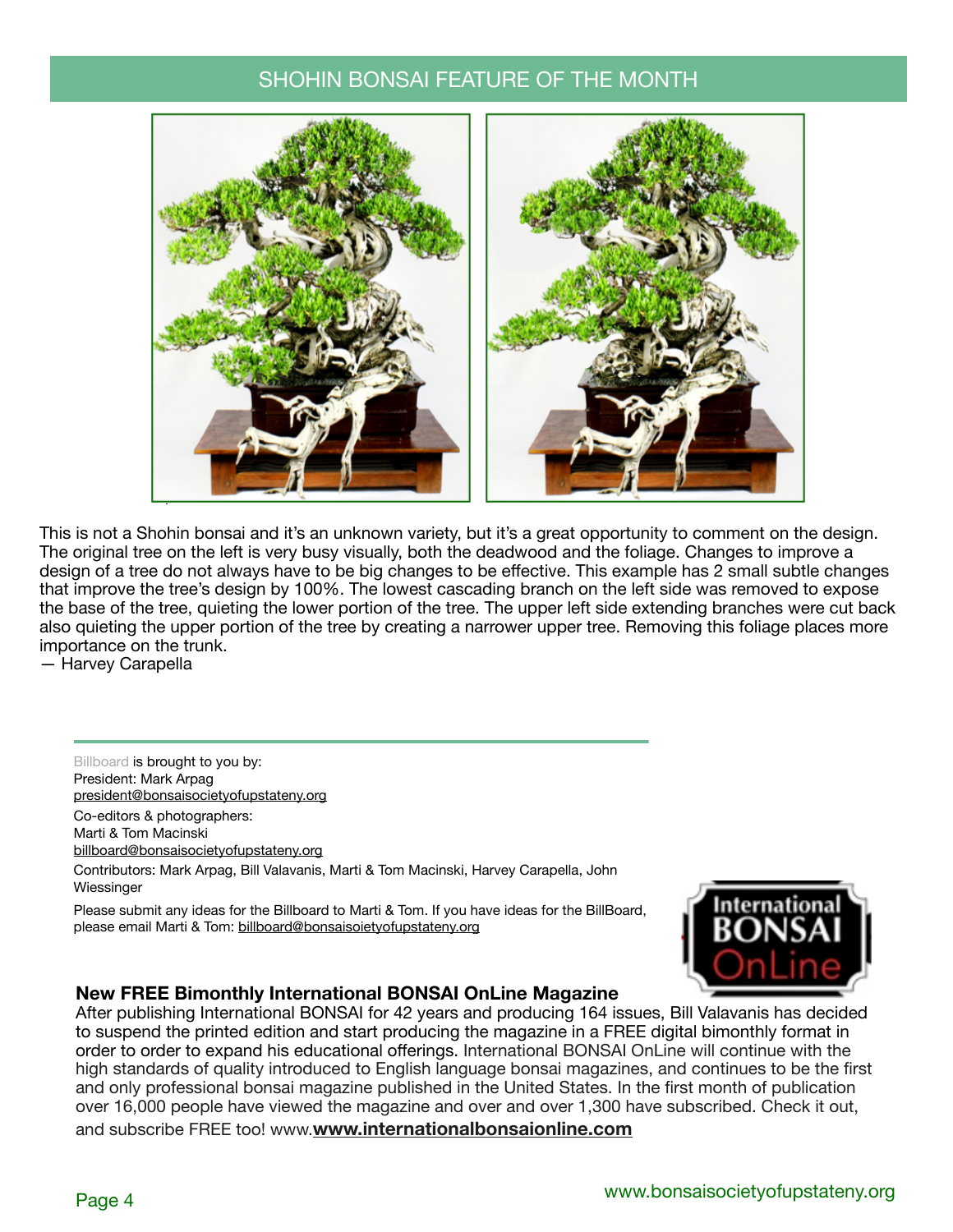## SHOHIN BONSAI FEATURE OF THE MONTH

This is not a Shohin bonsai and it's an unknown variety, but it's a great opportunity to comment on the design. The original tree on the left is very busy visually, both the deadwood and the foliage. Changes to improve a design of a tree do not always have to be big changes to be effective. This example has 2 small subtle changes that improve the tree's design by 100%. The lowest cascading branch on the left side was removed to expose the base of the tree, quieting the lower portion of the tree. The upper left side extending branches were cut back also quieting the upper portion of the tree by creating a narrower upper tree. Removing this foliage places more importance on the trunk.
— Harvey Carapella

---

Billboard is brought to you by:
President: Mark Arpag
president@bonsaisocietyofupstateny.org

Co-editors & photographers:
Marti & Tom Macinski
billboard@bonsaisocietyofupstateny.org

Contributors: Mark Arpag, Bill Valavanis, Marti & Tom Macinski, Harvey Carapella, John Wiessinger

Please submit any ideas for the Billboard to Marti & Tom. If you have ideas for the BillBoard, please email Marti & Tom: billboard@bonsaisoietyofupstateny.org

International BONSAI OnLine

### New FREE Bimonthly International BONSAI OnLine Magazine

After publishing International BONSAI for 42 years and producing 164 issues, Bill Valavanis has decided to suspend the printed edition and start producing the magazine in a FREE digital bimonthly format in order to order to expand his educational offerings. International BONSAI OnLine will continue with the high standards of quality introduced to English language bonsai magazines, and continues to be the first and only professional bonsai magazine published in the United States. In the first month of publication over 16,000 people have viewed the magazine and over and over 1,300 have subscribed. Check it out, and subscribe FREE too! www.**www.internationalbonsaionline.com**

www.bonsaisocietyofupstateny.org